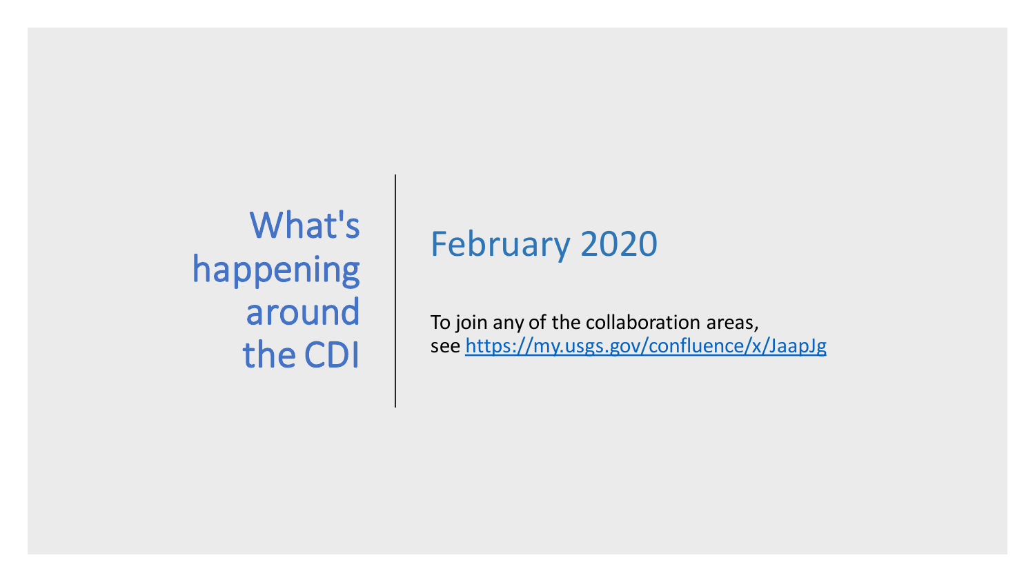# What's happening around the CDI

## February 2020

To join any of the collaboration areas, see [https://my.usgs.gov/confluence/x/JaapJg](https://my.usgs.gov/confluence/x/JaapJg)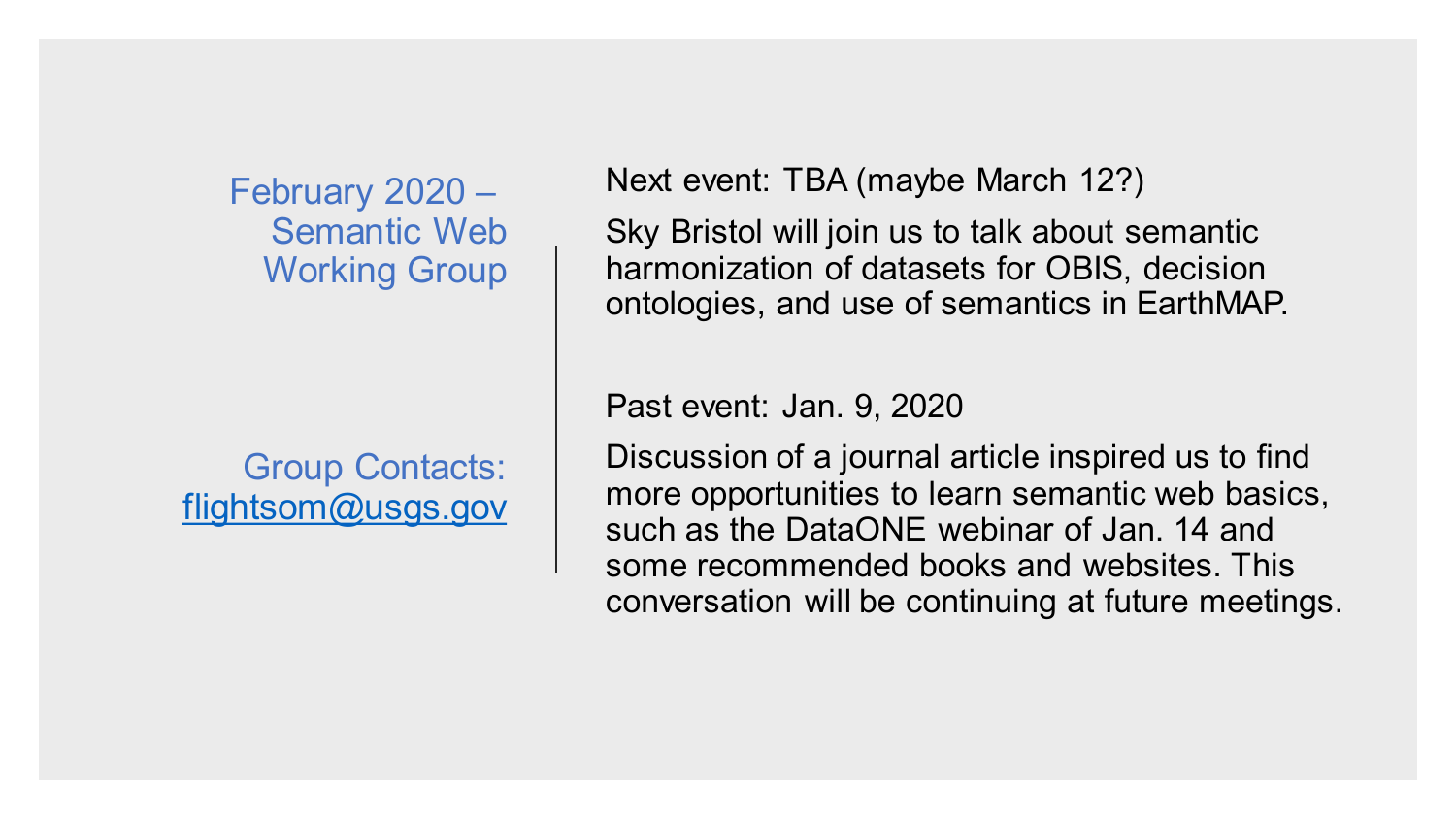## February 2020 – Semantic Web Working Group

Group Contacts: [flightsom@usgs.gov](mailto:flightsom@usgs.gov)

Next event: TBA (maybe March 12?)

Sky Bristol will join us to talk about semantic harmonization of datasets for OBIS, decision ontologies, and use of semantics in EarthMAP.

Past event: Jan. 9, 2020

Discussion of a journal article inspired us to find more opportunities to learn semantic web basics, such as the DataONE webinar of Jan. 14 and some recommended books and websites. This conversation will be continuing at future meetings.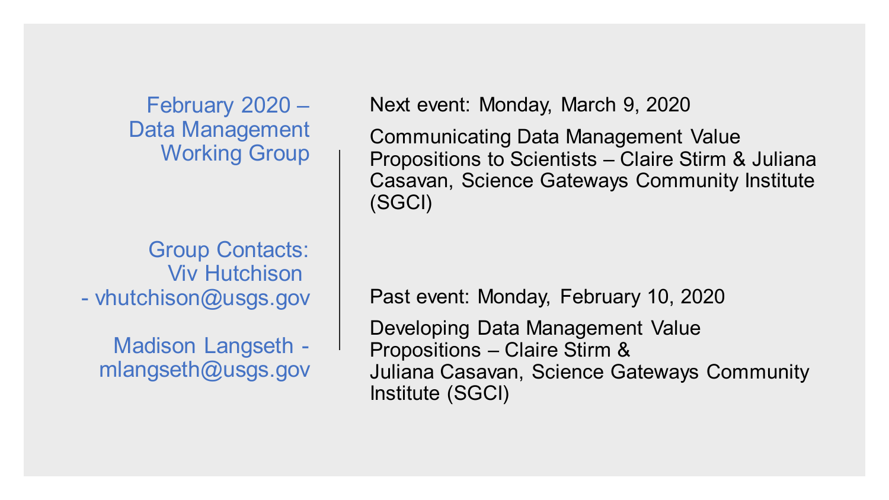## February 2020 – Data Management Working Group

Group Contacts:
Viv Hutchison - vhutchison@usgs.gov

Madison Langseth - mlangseth@usgs.gov

Next event: Monday, March 9, 2020

Communicating Data Management Value Propositions to Scientists – Claire Stirm & Juliana Casavan, Science Gateways Community Institute (SGCI)

Past event: Monday, February 10, 2020

Developing Data Management Value Propositions – Claire Stirm & Juliana Casavan, Science Gateways Community Institute (SGCI)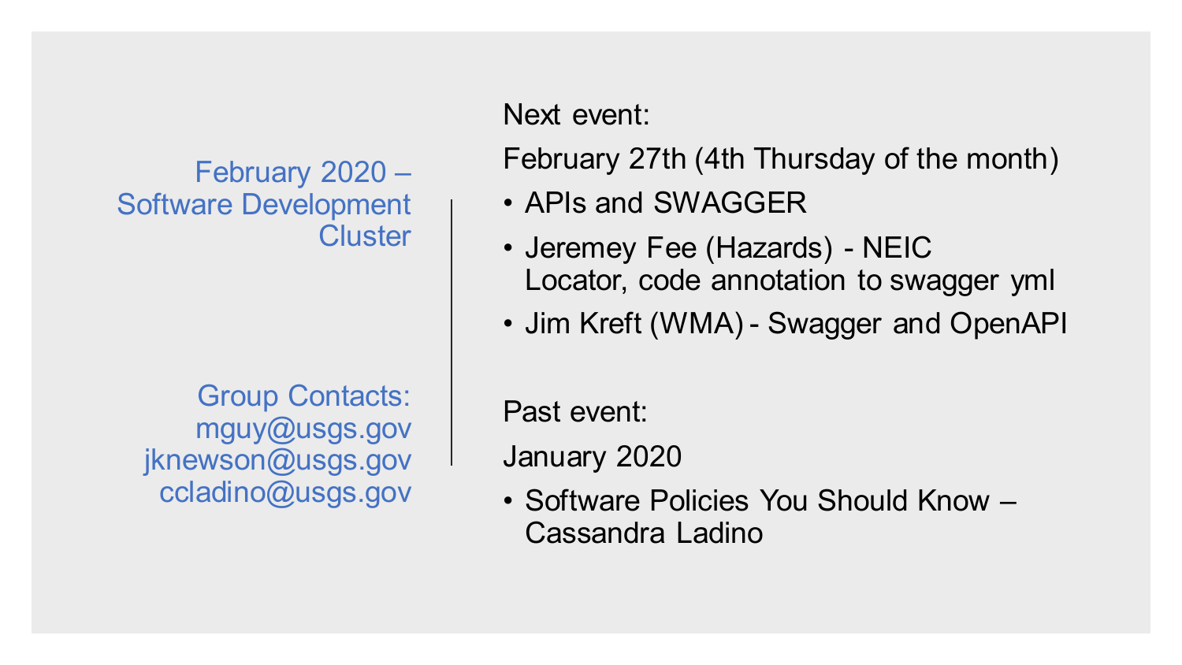## February 2020 – Software Development Cluster

Group Contacts:
mguy@usgs.gov
jknewson@usgs.gov
ccladino@usgs.gov

Next event:

February 27th (4th Thursday of the month)

- APIs and SWAGGER
- Jeremey Fee (Hazards) - NEIC Locator, code annotation to swagger yml
- Jim Kreft (WMA) - Swagger and OpenAPI

Past event:

January 2020

- Software Policies You Should Know – Cassandra Ladino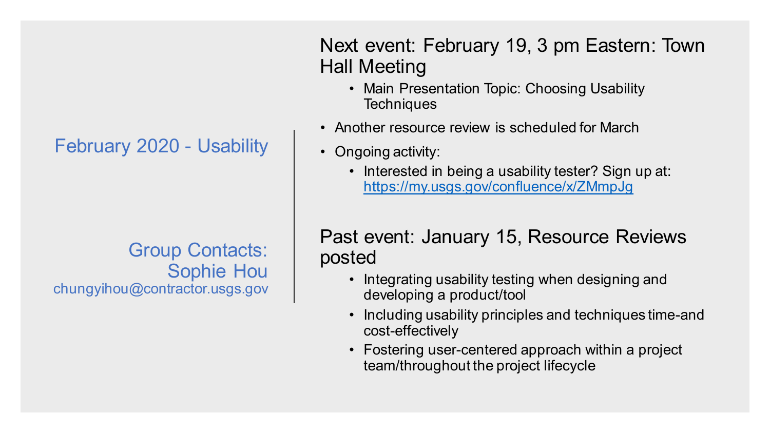## February 2020 - Usability

**Group Contacts:**
Sophie Hou
chungyihou@contractor.usgs.gov

### Next event: February 19, 3 pm Eastern: Town Hall Meeting

- Main Presentation Topic: Choosing Usability Techniques

- Another resource review is scheduled for March
- Ongoing activity:
  - Interested in being a usability tester? Sign up at: https://my.usgs.gov/confluence/x/ZMmpJg

### Past event: January 15, Resource Reviews posted

- Integrating usability testing when designing and developing a product/tool
- Including usability principles and techniques time-and cost-effectively
- Fostering user-centered approach within a project team/throughout the project lifecycle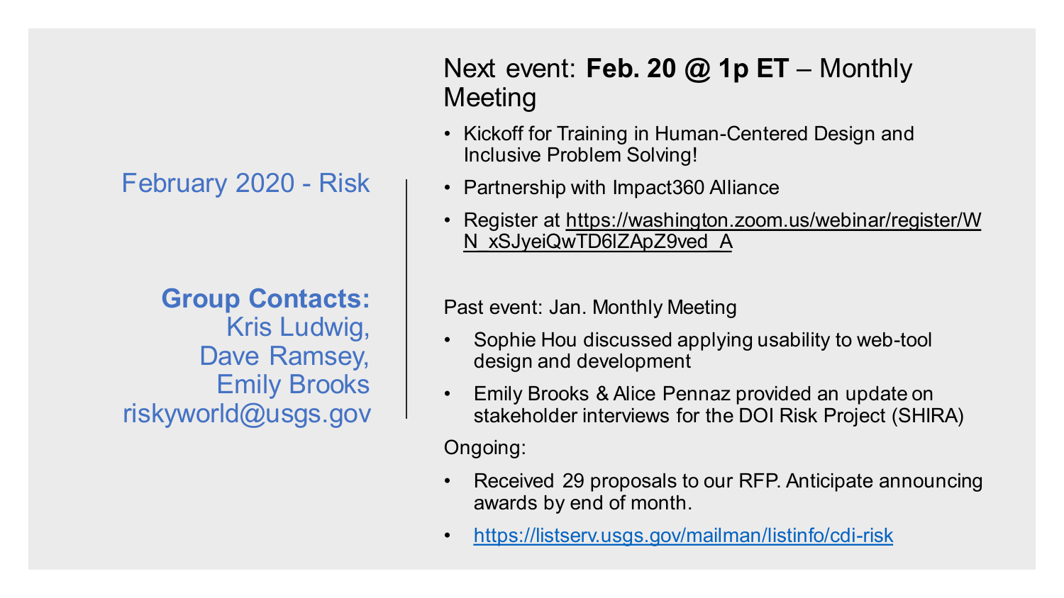# February 2020 - Risk

**Group Contacts:**
Kris Ludwig,
Dave Ramsey,
Emily Brooks
riskyworld@usgs.gov

## Next event: **Feb. 20 @ 1p ET** – Monthly Meeting

- Kickoff for Training in Human-Centered Design and Inclusive Problem Solving!
- Partnership with Impact360 Alliance
- Register at https://washington.zoom.us/webinar/register/WN_xSJyeiQwTD6lZApZ9ved_A

Past event: Jan. Monthly Meeting

- Sophie Hou discussed applying usability to web-tool design and development
- Emily Brooks & Alice Pennaz provided an update on stakeholder interviews for the DOI Risk Project (SHIRA)

Ongoing:

- Received 29 proposals to our RFP. Anticipate announcing awards by end of month.
- https://listserv.usgs.gov/mailman/listinfo/cdi-risk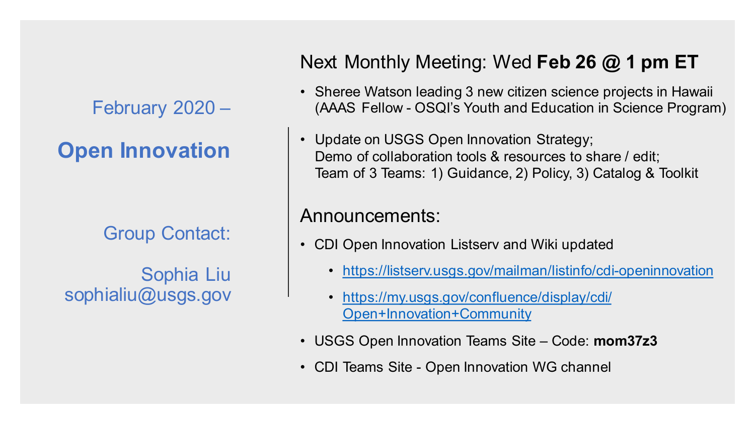February 2020 –

# Open Innovation

Group Contact:

Sophia Liu
sophialiu@usgs.gov

## Next Monthly Meeting: Wed **Feb 26 @ 1 pm ET**

- Sheree Watson leading 3 new citizen science projects in Hawaii (AAAS Fellow - OSQI's Youth and Education in Science Program)
- Update on USGS Open Innovation Strategy;
  Demo of collaboration tools & resources to share / edit;
  Team of 3 Teams: 1) Guidance, 2) Policy, 3) Catalog & Toolkit

## Announcements:

- CDI Open Innovation Listserv and Wiki updated
  - https://listserv.usgs.gov/mailman/listinfo/cdi-openinnovation
  - https://my.usgs.gov/confluence/display/cdi/Open+Innovation+Community
- USGS Open Innovation Teams Site – Code: **mom37z3**
- CDI Teams Site - Open Innovation WG channel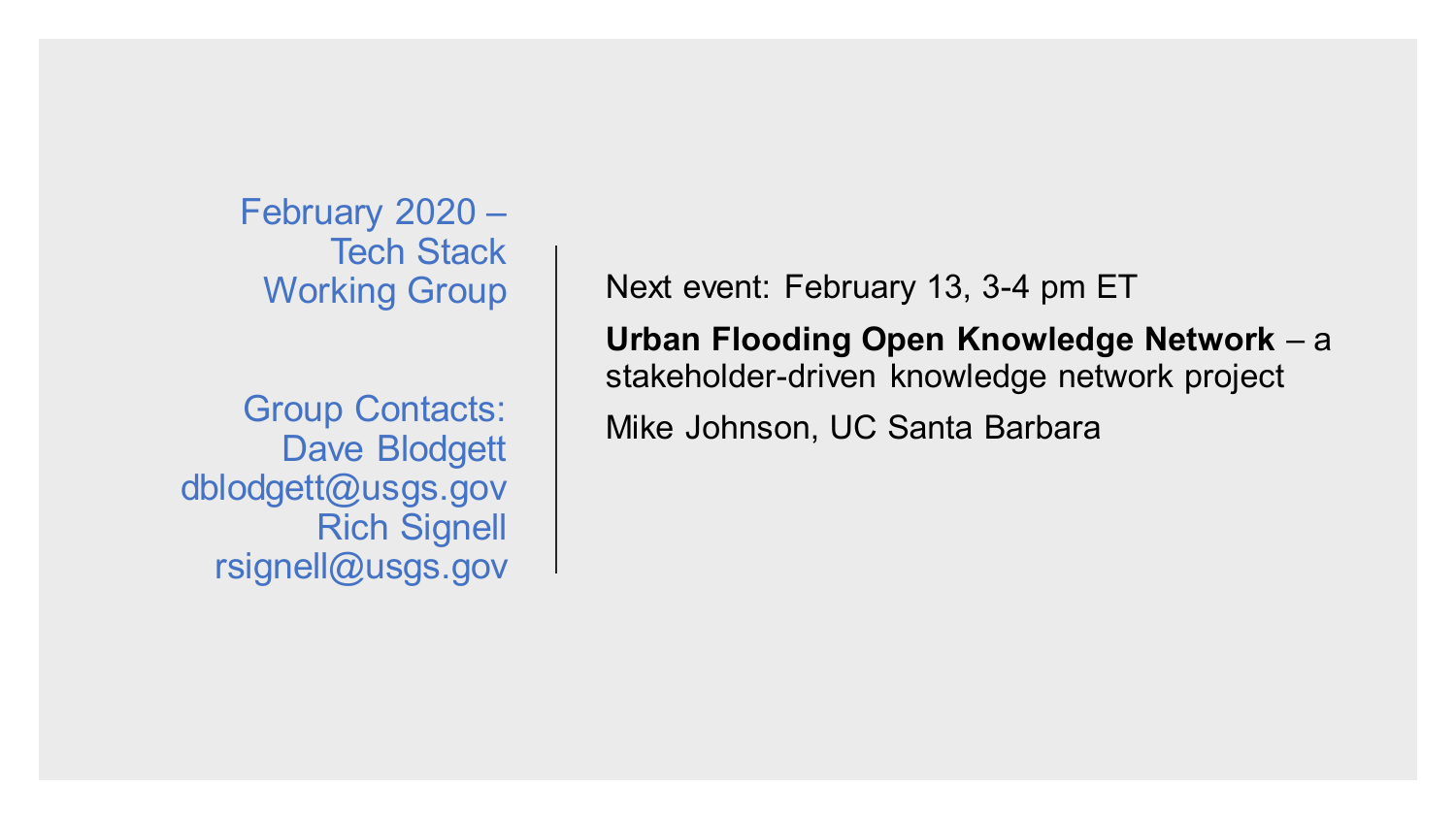February 2020 – Tech Stack Working Group

Group Contacts:
Dave Blodgett
dblodgett@usgs.gov
Rich Signell
rsignell@usgs.gov

Next event: February 13, 3-4 pm ET

**Urban Flooding Open Knowledge Network** – a stakeholder-driven knowledge network project

Mike Johnson, UC Santa Barbara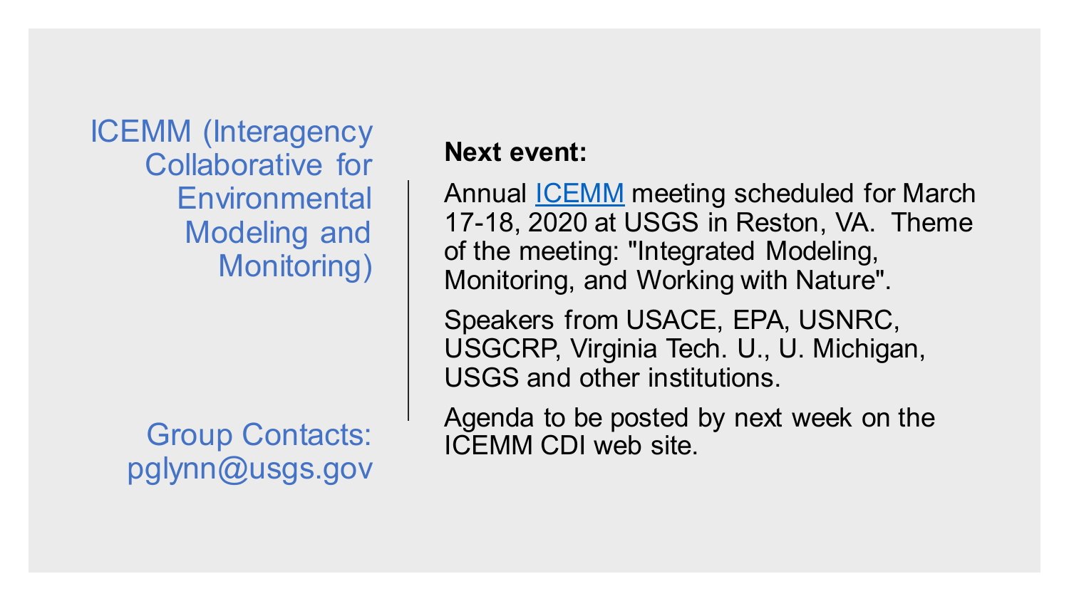## ICEMM (Interagency Collaborative for Environmental Modeling and Monitoring)

Group Contacts: pglynn@usgs.gov

**Next event:**

Annual ICEMM meeting scheduled for March 17-18, 2020 at USGS in Reston, VA. Theme of the meeting: "Integrated Modeling, Monitoring, and Working with Nature".

Speakers from USACE, EPA, USNRC, USGCRP, Virginia Tech. U., U. Michigan, USGS and other institutions.

Agenda to be posted by next week on the ICEMM CDI web site.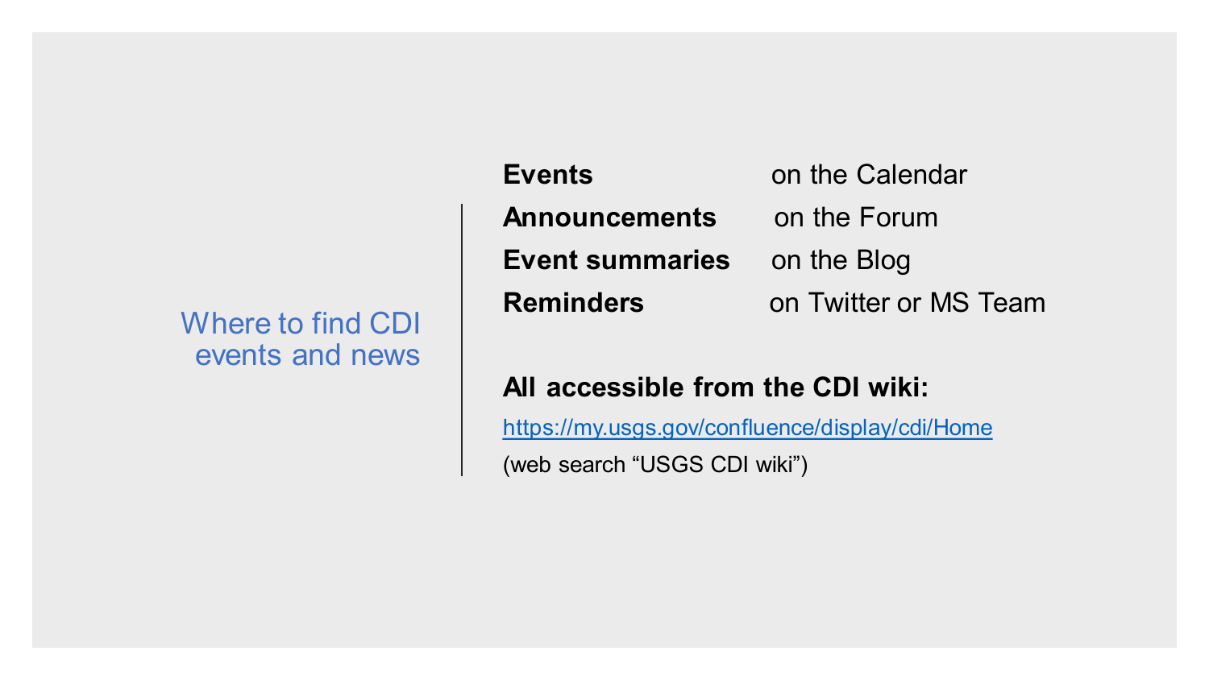## Where to find CDI events and news

**Events** on the Calendar

**Announcements** on the Forum

**Event summaries** on the Blog

**Reminders** on Twitter or MS Team

**All accessible from the CDI wiki:**

https://my.usgs.gov/confluence/display/cdi/Home

(web search "USGS CDI wiki")